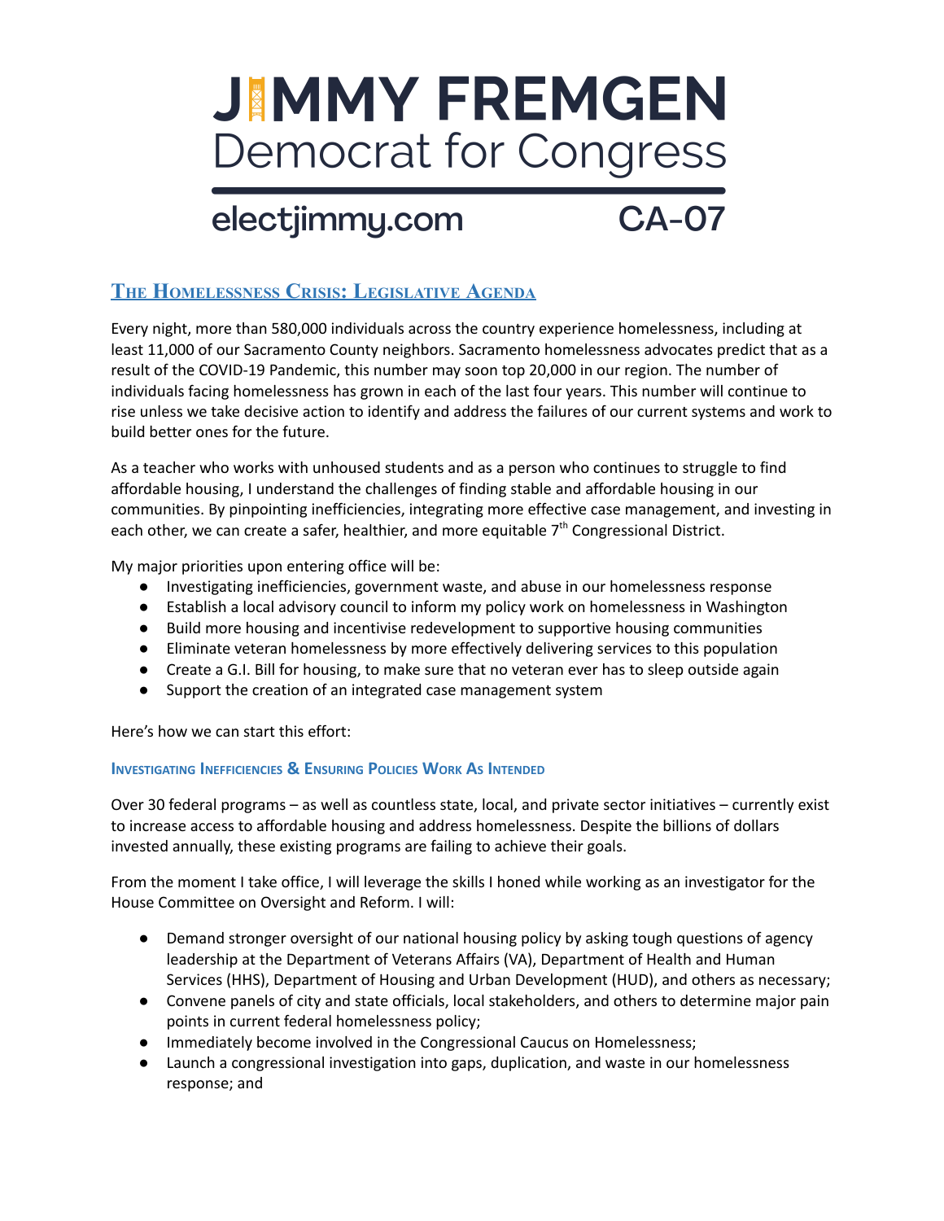# JIMMY FREMGEN
## Democrat for Congress

**electjimmy.com** **CA-07**

## The Homelessness Crisis: Legislative Agenda

Every night, more than 580,000 individuals across the country experience homelessness, including at least 11,000 of our Sacramento County neighbors. Sacramento homelessness advocates predict that as a result of the COVID-19 Pandemic, this number may soon top 20,000 in our region. The number of individuals facing homelessness has grown in each of the last four years. This number will continue to rise unless we take decisive action to identify and address the failures of our current systems and work to build better ones for the future.

As a teacher who works with unhoused students and as a person who continues to struggle to find affordable housing, I understand the challenges of finding stable and affordable housing in our communities. By pinpointing inefficiencies, integrating more effective case management, and investing in each other, we can create a safer, healthier, and more equitable 7th Congressional District.

My major priorities upon entering office will be:

- Investigating inefficiencies, government waste, and abuse in our homelessness response
- Establish a local advisory council to inform my policy work on homelessness in Washington
- Build more housing and incentivise redevelopment to supportive housing communities
- Eliminate veteran homelessness by more effectively delivering services to this population
- Create a G.I. Bill for housing, to make sure that no veteran ever has to sleep outside again
- Support the creation of an integrated case management system

Here's how we can start this effort:

### Investigating Inefficiencies & Ensuring Policies Work As Intended

Over 30 federal programs – as well as countless state, local, and private sector initiatives – currently exist to increase access to affordable housing and address homelessness. Despite the billions of dollars invested annually, these existing programs are failing to achieve their goals.

From the moment I take office, I will leverage the skills I honed while working as an investigator for the House Committee on Oversight and Reform. I will:

- Demand stronger oversight of our national housing policy by asking tough questions of agency leadership at the Department of Veterans Affairs (VA), Department of Health and Human Services (HHS), Department of Housing and Urban Development (HUD), and others as necessary;
- Convene panels of city and state officials, local stakeholders, and others to determine major pain points in current federal homelessness policy;
- Immediately become involved in the Congressional Caucus on Homelessness;
- Launch a congressional investigation into gaps, duplication, and waste in our homelessness response; and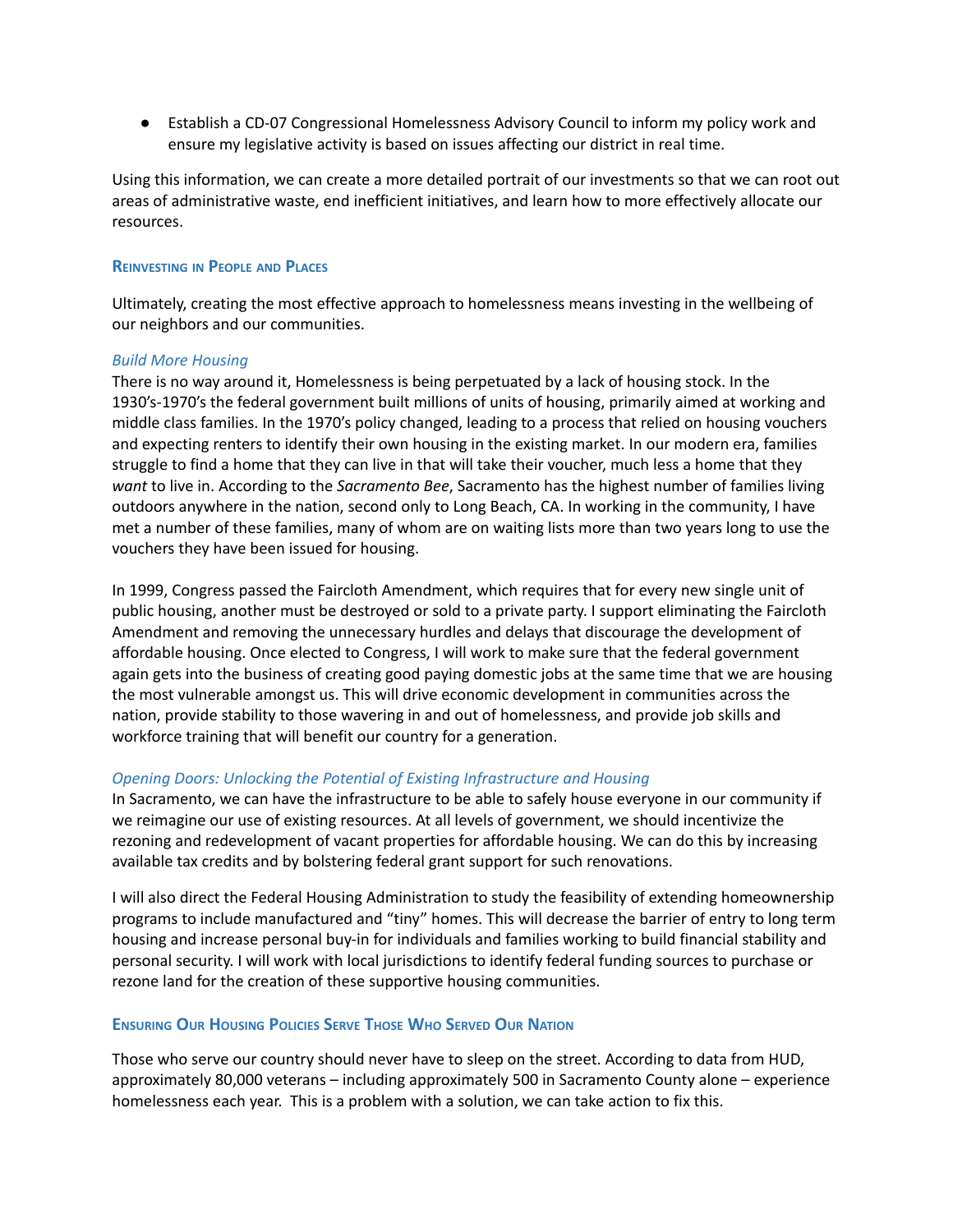- Establish a CD-07 Congressional Homelessness Advisory Council to inform my policy work and ensure my legislative activity is based on issues affecting our district in real time.

Using this information, we can create a more detailed portrait of our investments so that we can root out areas of administrative waste, end inefficient initiatives, and learn how to more effectively allocate our resources.

## Reinvesting in People and Places

Ultimately, creating the most effective approach to homelessness means investing in the wellbeing of our neighbors and our communities.

### *Build More Housing*

There is no way around it, Homelessness is being perpetuated by a lack of housing stock. In the 1930's-1970's the federal government built millions of units of housing, primarily aimed at working and middle class families. In the 1970's policy changed, leading to a process that relied on housing vouchers and expecting renters to identify their own housing in the existing market. In our modern era, families struggle to find a home that they can live in that will take their voucher, much less a home that they *want* to live in. According to the *Sacramento Bee*, Sacramento has the highest number of families living outdoors anywhere in the nation, second only to Long Beach, CA. In working in the community, I have met a number of these families, many of whom are on waiting lists more than two years long to use the vouchers they have been issued for housing.

In 1999, Congress passed the Faircloth Amendment, which requires that for every new single unit of public housing, another must be destroyed or sold to a private party. I support eliminating the Faircloth Amendment and removing the unnecessary hurdles and delays that discourage the development of affordable housing. Once elected to Congress, I will work to make sure that the federal government again gets into the business of creating good paying domestic jobs at the same time that we are housing the most vulnerable amongst us. This will drive economic development in communities across the nation, provide stability to those wavering in and out of homelessness, and provide job skills and workforce training that will benefit our country for a generation.

### *Opening Doors: Unlocking the Potential of Existing Infrastructure and Housing*

In Sacramento, we can have the infrastructure to be able to safely house everyone in our community if we reimagine our use of existing resources. At all levels of government, we should incentivize the rezoning and redevelopment of vacant properties for affordable housing. We can do this by increasing available tax credits and by bolstering federal grant support for such renovations.

I will also direct the Federal Housing Administration to study the feasibility of extending homeownership programs to include manufactured and "tiny" homes. This will decrease the barrier of entry to long term housing and increase personal buy-in for individuals and families working to build financial stability and personal security. I will work with local jurisdictions to identify federal funding sources to purchase or rezone land for the creation of these supportive housing communities.

## Ensuring Our Housing Policies Serve Those Who Served Our Nation

Those who serve our country should never have to sleep on the street. According to data from HUD, approximately 80,000 veterans – including approximately 500 in Sacramento County alone – experience homelessness each year. This is a problem with a solution, we can take action to fix this.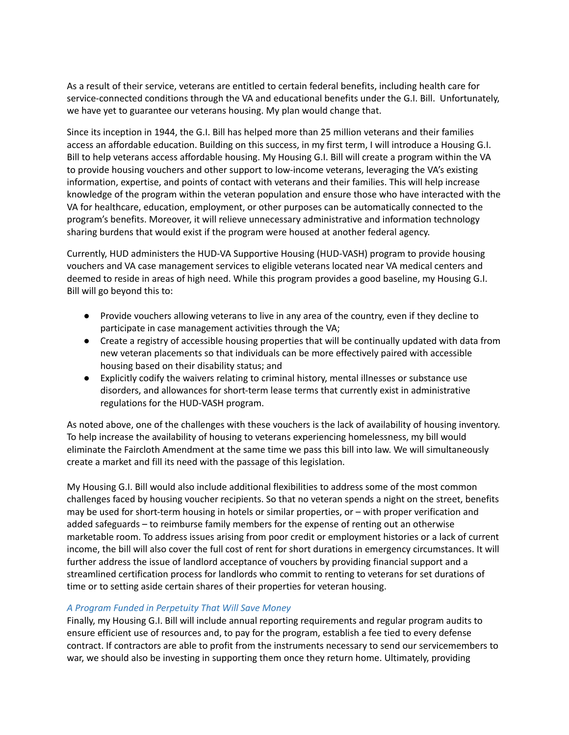As a result of their service, veterans are entitled to certain federal benefits, including health care for service-connected conditions through the VA and educational benefits under the G.I. Bill. Unfortunately, we have yet to guarantee our veterans housing. My plan would change that.

Since its inception in 1944, the G.I. Bill has helped more than 25 million veterans and their families access an affordable education. Building on this success, in my first term, I will introduce a Housing G.I. Bill to help veterans access affordable housing. My Housing G.I. Bill will create a program within the VA to provide housing vouchers and other support to low-income veterans, leveraging the VA's existing information, expertise, and points of contact with veterans and their families. This will help increase knowledge of the program within the veteran population and ensure those who have interacted with the VA for healthcare, education, employment, or other purposes can be automatically connected to the program's benefits. Moreover, it will relieve unnecessary administrative and information technology sharing burdens that would exist if the program were housed at another federal agency.

Currently, HUD administers the HUD-VA Supportive Housing (HUD-VASH) program to provide housing vouchers and VA case management services to eligible veterans located near VA medical centers and deemed to reside in areas of high need. While this program provides a good baseline, my Housing G.I. Bill will go beyond this to:

- Provide vouchers allowing veterans to live in any area of the country, even if they decline to participate in case management activities through the VA;
- Create a registry of accessible housing properties that will be continually updated with data from new veteran placements so that individuals can be more effectively paired with accessible housing based on their disability status; and
- Explicitly codify the waivers relating to criminal history, mental illnesses or substance use disorders, and allowances for short-term lease terms that currently exist in administrative regulations for the HUD-VASH program.

As noted above, one of the challenges with these vouchers is the lack of availability of housing inventory. To help increase the availability of housing to veterans experiencing homelessness, my bill would eliminate the Faircloth Amendment at the same time we pass this bill into law. We will simultaneously create a market and fill its need with the passage of this legislation.

My Housing G.I. Bill would also include additional flexibilities to address some of the most common challenges faced by housing voucher recipients. So that no veteran spends a night on the street, benefits may be used for short-term housing in hotels or similar properties, or – with proper verification and added safeguards – to reimburse family members for the expense of renting out an otherwise marketable room. To address issues arising from poor credit or employment histories or a lack of current income, the bill will also cover the full cost of rent for short durations in emergency circumstances. It will further address the issue of landlord acceptance of vouchers by providing financial support and a streamlined certification process for landlords who commit to renting to veterans for set durations of time or to setting aside certain shares of their properties for veteran housing.

### *A Program Funded in Perpetuity That Will Save Money*

Finally, my Housing G.I. Bill will include annual reporting requirements and regular program audits to ensure efficient use of resources and, to pay for the program, establish a fee tied to every defense contract. If contractors are able to profit from the instruments necessary to send our servicemembers to war, we should also be investing in supporting them once they return home. Ultimately, providing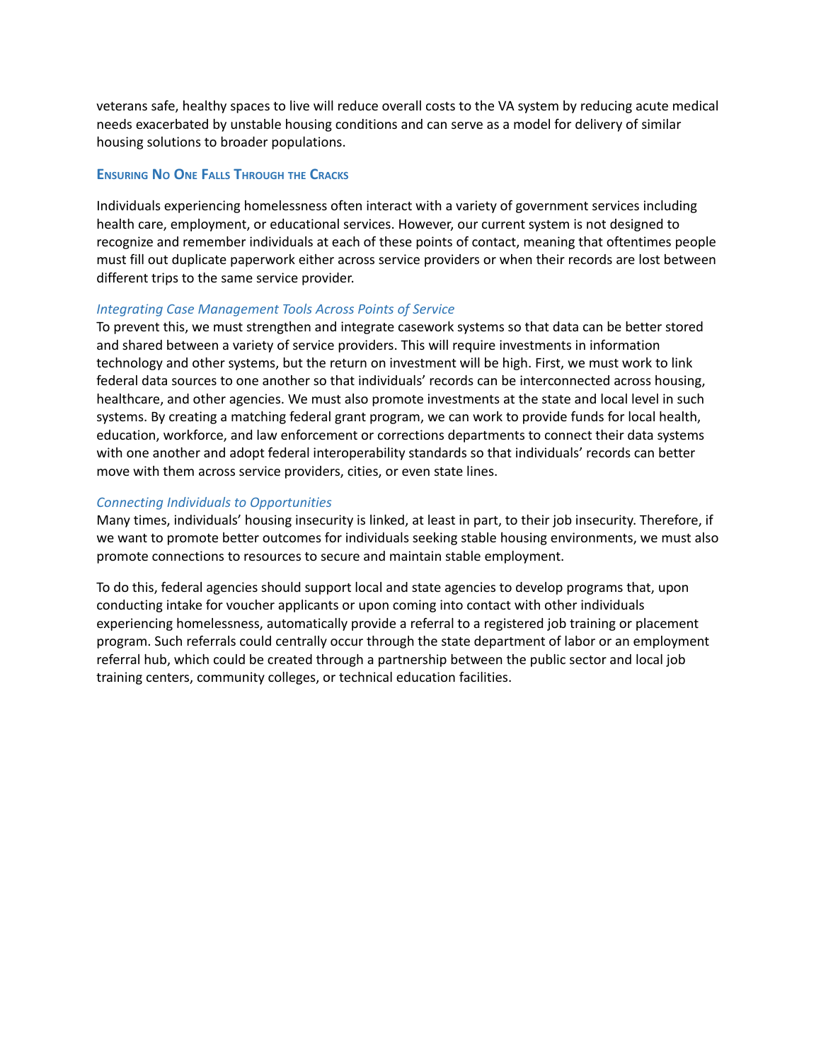veterans safe, healthy spaces to live will reduce overall costs to the VA system by reducing acute medical needs exacerbated by unstable housing conditions and can serve as a model for delivery of similar housing solutions to broader populations.

## Ensuring No One Falls Through the Cracks

Individuals experiencing homelessness often interact with a variety of government services including health care, employment, or educational services. However, our current system is not designed to recognize and remember individuals at each of these points of contact, meaning that oftentimes people must fill out duplicate paperwork either across service providers or when their records are lost between different trips to the same service provider.

### *Integrating Case Management Tools Across Points of Service*

To prevent this, we must strengthen and integrate casework systems so that data can be better stored and shared between a variety of service providers. This will require investments in information technology and other systems, but the return on investment will be high. First, we must work to link federal data sources to one another so that individuals' records can be interconnected across housing, healthcare, and other agencies. We must also promote investments at the state and local level in such systems. By creating a matching federal grant program, we can work to provide funds for local health, education, workforce, and law enforcement or corrections departments to connect their data systems with one another and adopt federal interoperability standards so that individuals' records can better move with them across service providers, cities, or even state lines.

### *Connecting Individuals to Opportunities*

Many times, individuals' housing insecurity is linked, at least in part, to their job insecurity. Therefore, if we want to promote better outcomes for individuals seeking stable housing environments, we must also promote connections to resources to secure and maintain stable employment.

To do this, federal agencies should support local and state agencies to develop programs that, upon conducting intake for voucher applicants or upon coming into contact with other individuals experiencing homelessness, automatically provide a referral to a registered job training or placement program. Such referrals could centrally occur through the state department of labor or an employment referral hub, which could be created through a partnership between the public sector and local job training centers, community colleges, or technical education facilities.